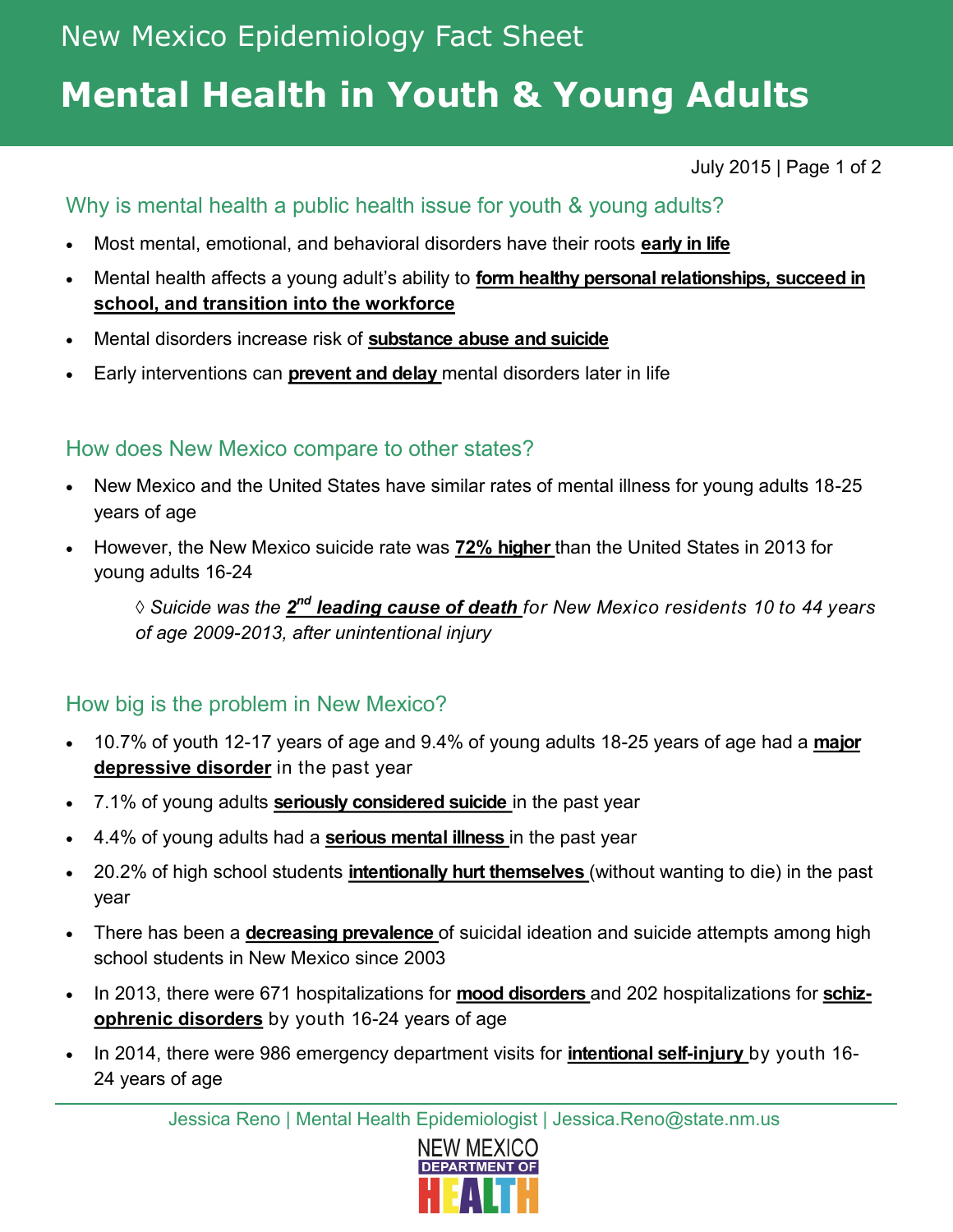New Mexico Epidemiology Fact Sheet

# Mental Health in Youth & Young Adults

July 2015

## Why is mental health a public health issue for youth & young adults?

- Most mental, emotional, and behavioral disorders have their roots **early in life**
- Mental health affects a young adult's ability to **form healthy personal relationships, succeed in school, and transition into the workforce**
- Mental disorders increase risk of **substance abuse and suicide**
- Early interventions can **prevent and delay** mental disorders later in life

## How does New Mexico compare to other states?

- New Mexico and the United States have similar rates of mental illness for young adults 18-25 years of age
- However, the New Mexico suicide rate was **72% higher** than the United States in 2013 for young adults 16-24

  ◊ *Suicide was the **2nd leading cause of death** for New Mexico residents 10 to 44 years of age 2009-2013, after unintentional injury*

## How big is the problem in New Mexico?

- 10.7% of youth 12-17 years of age and 9.4% of young adults 18-25 years of age had a **major depressive disorder** in the past year
- 7.1% of young adults **seriously considered suicide** in the past year
- 4.4% of young adults had a **serious mental illness** in the past year
- 20.2% of high school students **intentionally hurt themselves** (without wanting to die) in the past year
- There has been a **decreasing prevalence** of suicidal ideation and suicide attempts among high school students in New Mexico since 2003
- In 2013, there were 671 hospitalizations for **mood disorders** and 202 hospitalizations for **schizophrenic disorders** by youth 16-24 years of age
- In 2014, there were 986 emergency department visits for **intentional self-injury** by youth 16-24 years of age

Jessica Reno | Mental Health Epidemiologist | Jessica.Reno@state.nm.us

NEW MEXICO DEPARTMENT OF HEALTH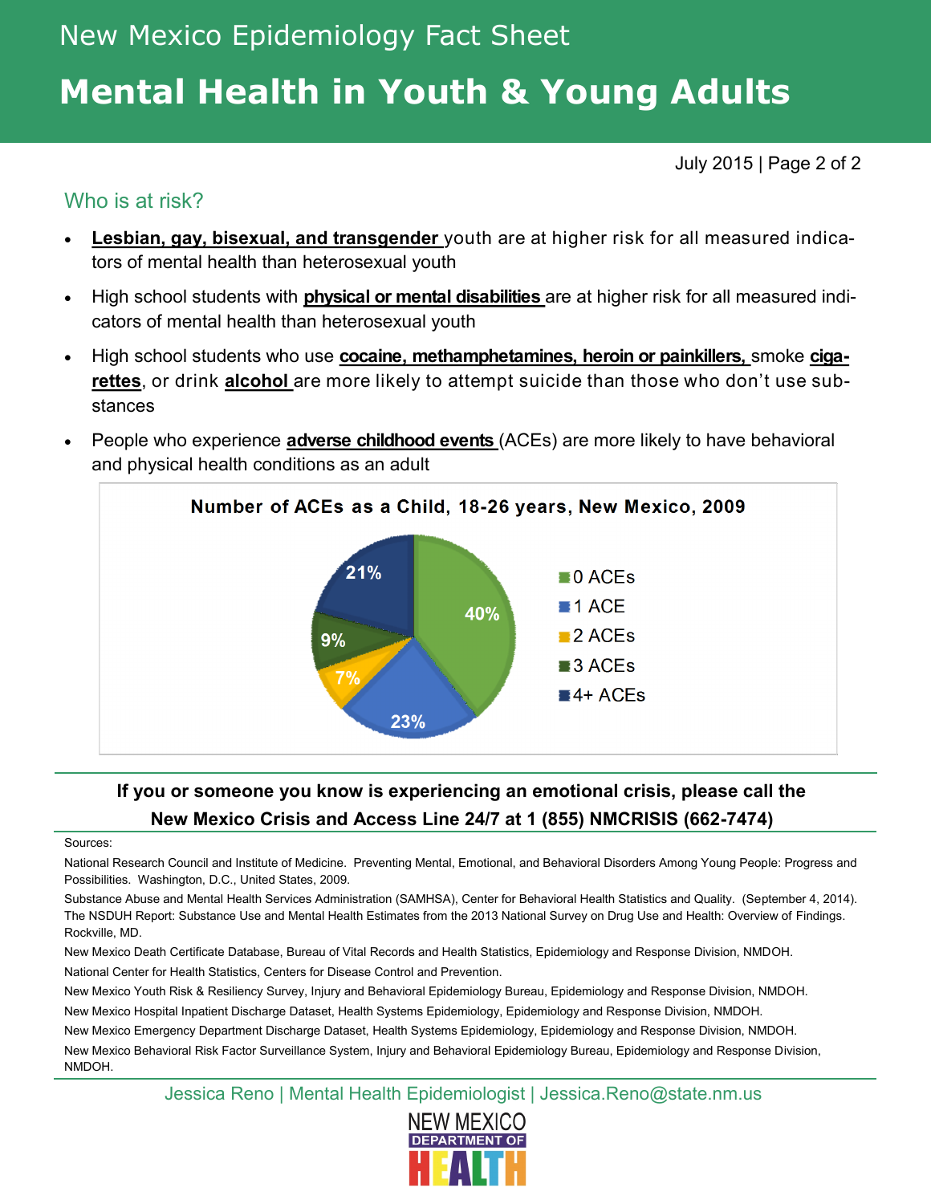# New Mexico Epidemiology Fact Sheet

# Mental Health in Youth & Young Adults

July 2015

## Who is at risk?

- **Lesbian, gay, bisexual, and transgender** youth are at higher risk for all measured indicators of mental health than heterosexual youth
- High school students with **physical or mental disabilities** are at higher risk for all measured indicators of mental health than heterosexual youth
- High school students who use **cocaine, methamphetamines, heroin or painkillers,** smoke **cigarettes**, or drink **alcohol** are more likely to attempt suicide than those who don't use substances
- People who experience **adverse childhood events** (ACEs) are more likely to have behavioral and physical health conditions as an adult

**Number of ACEs as a Child, 18-26 years, New Mexico, 2009**

0 ACEs
1 ACE
2 ACEs
3 ACEs
4+ ACEs

40%
23%
7%
9%
21%

**If you or someone you know is experiencing an emotional crisis, please call the New Mexico Crisis and Access Line 24/7 at 1 (855) NMCRISIS (662-7474)**

Sources:

National Research Council and Institute of Medicine. Preventing Mental, Emotional, and Behavioral Disorders Among Young People: Progress and Possibilities. Washington, D.C., United States, 2009.

Substance Abuse and Mental Health Services Administration (SAMHSA), Center for Behavioral Health Statistics and Quality. (September 4, 2014). The NSDUH Report: Substance Use and Mental Health Estimates from the 2013 National Survey on Drug Use and Health: Overview of Findings. Rockville, MD.

New Mexico Death Certificate Database, Bureau of Vital Records and Health Statistics, Epidemiology and Response Division, NMDOH.

National Center for Health Statistics, Centers for Disease Control and Prevention.

New Mexico Youth Risk & Resiliency Survey, Injury and Behavioral Epidemiology Bureau, Epidemiology and Response Division, NMDOH.

New Mexico Hospital Inpatient Discharge Dataset, Health Systems Epidemiology, Epidemiology and Response Division, NMDOH.

New Mexico Emergency Department Discharge Dataset, Health Systems Epidemiology, Epidemiology and Response Division, NMDOH.

New Mexico Behavioral Risk Factor Surveillance System, Injury and Behavioral Epidemiology Bureau, Epidemiology and Response Division, NMDOH.

Jessica Reno | Mental Health Epidemiologist | Jessica.Reno@state.nm.us

NEW MEXICO DEPARTMENT OF HEALTH